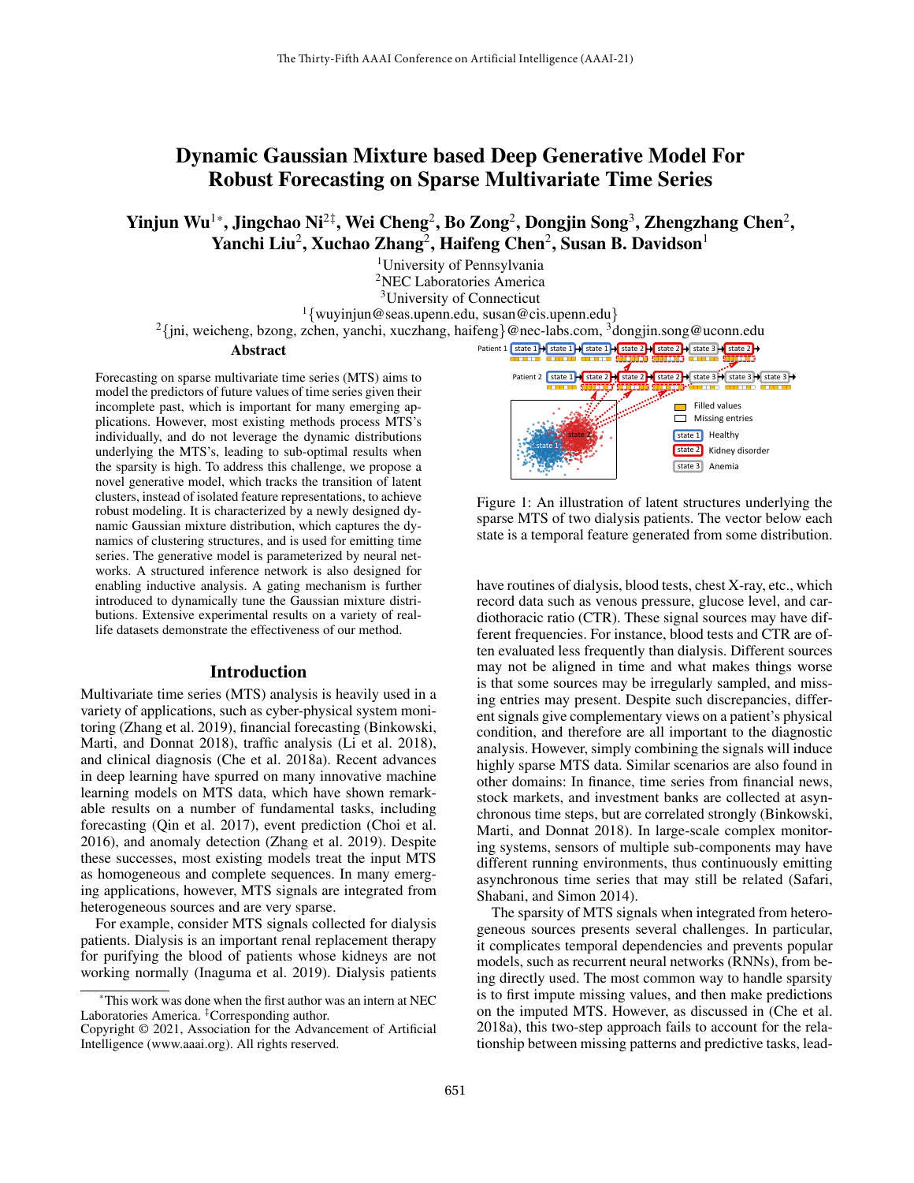# Dynamic Gaussian Mixture based Deep Generative Model For Robust Forecasting on Sparse Multivariate Time Series

**Yinjun Wu[1]*, Jingchao Ni[2‡], Wei Cheng[2], Bo Zong[2], Dongjin Song[3], Zhengzhang Chen[2], Yanchi Liu[2], Xuchao Zhang[2], Haifeng Chen[2], Susan B. Davidson[1]**

[1]University of Pennsylvania
[2]NEC Laboratories America
[3]University of Connecticut
[1]{wuyinjun@seas.upenn.edu, susan@cis.upenn.edu}
[2]{jni, weicheng, bzong, zchen, yanchi, xuczhang, haifeng}@nec-labs.com, [3]dongjin.song@uconn.edu

## Abstract

Forecasting on sparse multivariate time series (MTS) aims to model the predictors of future values of time series given their incomplete past, which is important for many emerging applications. However, most existing methods process MTS's individually, and do not leverage the dynamic distributions underlying the MTS's, leading to sub-optimal results when the sparsity is high. To address this challenge, we propose a novel generative model, which tracks the transition of latent clusters, instead of isolated feature representations, to achieve robust modeling. It is characterized by a newly designed dynamic Gaussian mixture distribution, which captures the dynamics of clustering structures, and is used for emitting time series. The generative model is parameterized by neural networks. A structured inference network is also designed for enabling inductive analysis. A gating mechanism is further introduced to dynamically tune the Gaussian mixture distributions. Extensive experimental results on a variety of real-life datasets demonstrate the effectiveness of our method.

## Introduction

Multivariate time series (MTS) analysis is heavily used in a variety of applications, such as cyber-physical system monitoring (Zhang et al. 2019), financial forecasting (Binkowski, Marti, and Donnat 2018), traffic analysis (Li et al. 2018), and clinical diagnosis (Che et al. 2018a). Recent advances in deep learning have spurred on many innovative machine learning models on MTS data, which have shown remarkable results on a number of fundamental tasks, including forecasting (Qin et al. 2017), event prediction (Choi et al. 2016), and anomaly detection (Zhang et al. 2019). Despite these successes, most existing models treat the input MTS as homogeneous and complete sequences. In many emerging applications, however, MTS signals are integrated from heterogeneous sources and are very sparse.

For example, consider MTS signals collected for dialysis patients. Dialysis is an important renal replacement therapy for purifying the blood of patients whose kidneys are not working normally (Inaguma et al. 2019). Dialysis patients have routines of dialysis, blood tests, chest X-ray, etc., which record data such as venous pressure, glucose level, and cardiothoracic ratio (CTR). These signal sources may have different frequencies. For instance, blood tests and CTR are often evaluated less frequently than dialysis. Different sources may not be aligned in time and what makes things worse is that some sources may be irregularly sampled, and missing entries may present. Despite such discrepancies, different signals give complementary views on a patient's physical condition, and therefore are all important to the diagnostic analysis. However, simply combining the signals will induce highly sparse MTS data. Similar scenarios are also found in other domains: In finance, time series from financial news, stock markets, and investment banks are collected at asynchronous time steps, but are correlated strongly (Binkowski, Marti, and Donnat 2018). In large-scale complex monitoring systems, sensors of multiple sub-components may have different running environments, thus continuously emitting asynchronous time series that may still be related (Safari, Shabani, and Simon 2014).

Figure 1: An illustration of latent structures underlying the sparse MTS of two dialysis patients. The vector below each state is a temporal feature generated from some distribution.

The sparsity of MTS signals when integrated from heterogeneous sources presents several challenges. In particular, it complicates temporal dependencies and prevents popular models, such as recurrent neural networks (RNNs), from being directly used. The most common way to handle sparsity is to first impute missing values, and then make predictions on the imputed MTS. However, as discussed in (Che et al. 2018a), this two-step approach fails to account for the relationship between missing patterns and predictive tasks, lead-

*This work was done when the first author was an intern at NEC Laboratories America. ‡Corresponding author.
Copyright © 2021, Association for the Advancement of Artificial Intelligence (www.aaai.org). All rights reserved.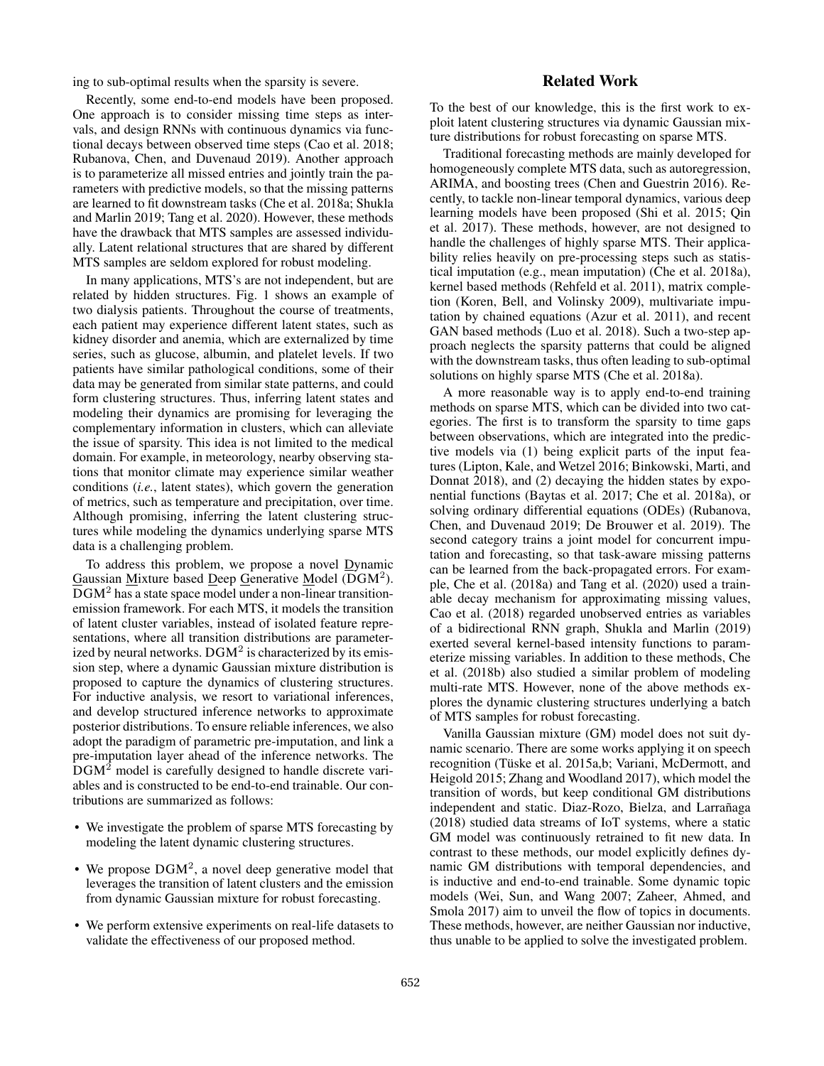ing to sub-optimal results when the sparsity is severe.

Recently, some end-to-end models have been proposed. One approach is to consider missing time steps as intervals, and design RNNs with continuous dynamics via functional decays between observed time steps (Cao et al. 2018; Rubanova, Chen, and Duvenaud 2019). Another approach is to parameterize all missed entries and jointly train the parameters with predictive models, so that the missing patterns are learned to fit downstream tasks (Che et al. 2018a; Shukla and Marlin 2019; Tang et al. 2020). However, these methods have the drawback that MTS samples are assessed individually. Latent relational structures that are shared by different MTS samples are seldom explored for robust modeling.

In many applications, MTS's are not independent, but are related by hidden structures. Fig. 1 shows an example of two dialysis patients. Throughout the course of treatments, each patient may experience different latent states, such as kidney disorder and anemia, which are externalized by time series, such as glucose, albumin, and platelet levels. If two patients have similar pathological conditions, some of their data may be generated from similar state patterns, and could form clustering structures. Thus, inferring latent states and modeling their dynamics are promising for leveraging the complementary information in clusters, which can alleviate the issue of sparsity. This idea is not limited to the medical domain. For example, in meteorology, nearby observing stations that monitor climate may experience similar weather conditions (*i.e.*, latent states), which govern the generation of metrics, such as temperature and precipitation, over time. Although promising, inferring the latent clustering structures while modeling the dynamics underlying sparse MTS data is a challenging problem.

To address this problem, we propose a novel Dynamic Gaussian Mixture based Deep Generative Model ($\text{DGM}^2$). $\text{DGM}^2$ has a state space model under a non-linear transition-emission framework. For each MTS, it models the transition of latent cluster variables, instead of isolated feature representations, where all transition distributions are parameterized by neural networks. $\text{DGM}^2$ is characterized by its emission step, where a dynamic Gaussian mixture distribution is proposed to capture the dynamics of clustering structures. For inductive analysis, we resort to variational inferences, and develop structured inference networks to approximate posterior distributions. To ensure reliable inferences, we also adopt the paradigm of parametric pre-imputation, and link a pre-imputation layer ahead of the inference networks. The $\text{DGM}^2$ model is carefully designed to handle discrete variables and is constructed to be end-to-end trainable. Our contributions are summarized as follows:

- We investigate the problem of sparse MTS forecasting by modeling the latent dynamic clustering structures.
- We propose $\text{DGM}^2$, a novel deep generative model that leverages the transition of latent clusters and the emission from dynamic Gaussian mixture for robust forecasting.
- We perform extensive experiments on real-life datasets to validate the effectiveness of our proposed method.

## Related Work

To the best of our knowledge, this is the first work to exploit latent clustering structures via dynamic Gaussian mixture distributions for robust forecasting on sparse MTS.

Traditional forecasting methods are mainly developed for homogeneously complete MTS data, such as autoregression, ARIMA, and boosting trees (Chen and Guestrin 2016). Recently, to tackle non-linear temporal dynamics, various deep learning models have been proposed (Shi et al. 2015; Qin et al. 2017). These methods, however, are not designed to handle the challenges of highly sparse MTS. Their applicability relies heavily on pre-processing steps such as statistical imputation (e.g., mean imputation) (Che et al. 2018a), kernel based methods (Rehfeld et al. 2011), matrix completion (Koren, Bell, and Volinsky 2009), multivariate imputation by chained equations (Azur et al. 2011), and recent GAN based methods (Luo et al. 2018). Such a two-step approach neglects the sparsity patterns that could be aligned with the downstream tasks, thus often leading to sub-optimal solutions on highly sparse MTS (Che et al. 2018a).

A more reasonable way is to apply end-to-end training methods on sparse MTS, which can be divided into two categories. The first is to transform the sparsity to time gaps between observations, which are integrated into the predictive models via (1) being explicit parts of the input features (Lipton, Kale, and Wetzel 2016; Binkowski, Marti, and Donnat 2018), and (2) decaying the hidden states by exponential functions (Baytas et al. 2017; Che et al. 2018a), or solving ordinary differential equations (ODEs) (Rubanova, Chen, and Duvenaud 2019; De Brouwer et al. 2019). The second category trains a joint model for concurrent imputation and forecasting, so that task-aware missing patterns can be learned from the back-propagated errors. For example, Che et al. (2018a) and Tang et al. (2020) used a trainable decay mechanism for approximating missing values, Cao et al. (2018) regarded unobserved entries as variables of a bidirectional RNN graph, Shukla and Marlin (2019) exerted several kernel-based intensity functions to parameterize missing variables. In addition to these methods, Che et al. (2018b) also studied a similar problem of modeling multi-rate MTS. However, none of the above methods explores the dynamic clustering structures underlying a batch of MTS samples for robust forecasting.

Vanilla Gaussian mixture (GM) model does not suit dynamic scenario. There are some works applying it on speech recognition (Tüske et al. 2015a,b; Variani, McDermott, and Heigold 2015; Zhang and Woodland 2017), which model the transition of words, but keep conditional GM distributions independent and static. Diaz-Rozo, Bielza, and Larrañaga (2018) studied data streams of IoT systems, where a static GM model was continuously retrained to fit new data. In contrast to these methods, our model explicitly defines dynamic GM distributions with temporal dependencies, and is inductive and end-to-end trainable. Some dynamic topic models (Wei, Sun, and Wang 2007; Zaheer, Ahmed, and Smola 2017) aim to unveil the flow of topics in documents. These methods, however, are neither Gaussian nor inductive, thus unable to be applied to solve the investigated problem.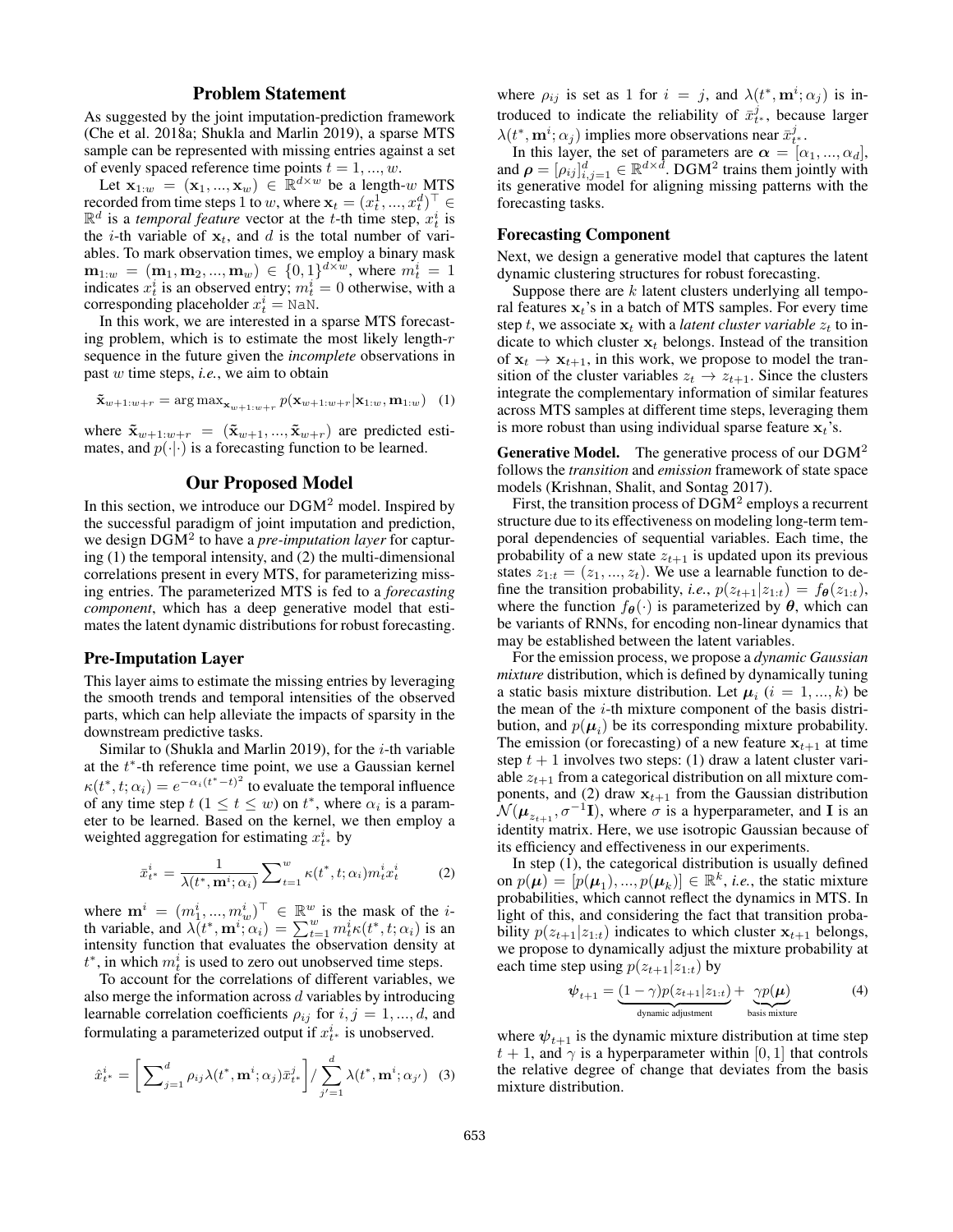## Problem Statement

As suggested by the joint imputation-prediction framework (Che et al. 2018a; Shukla and Marlin 2019), a sparse MTS sample can be represented with missing entries against a set of evenly spaced reference time points $t = 1, ..., w$.

Let $\mathbf{x}_{1:w} = (\mathbf{x}_1, ..., \mathbf{x}_w) \in \mathbb{R}^{d \times w}$ be a length-$w$ MTS recorded from time steps 1 to $w$, where $\mathbf{x}_t = (x_t^1, ..., x_t^d)^\top \in \mathbb{R}^d$ is a *temporal feature* vector at the $t$-th time step, $x_t^i$ is the $i$-th variable of $\mathbf{x}_t$, and $d$ is the total number of variables. To mark observation times, we employ a binary mask $\mathbf{m}_{1:w} = (\mathbf{m}_1, \mathbf{m}_2, ..., \mathbf{m}_w) \in \{0, 1\}^{d \times w}$, where $m_t^i = 1$ indicates $x_t^i$ is an observed entry; $m_t^i = 0$ otherwise, with a corresponding placeholder $x_t^i = \texttt{NaN}$.

In this work, we are interested in a sparse MTS forecasting problem, which is to estimate the most likely length-$r$ sequence in the future given the *incomplete* observations in past $w$ time steps, *i.e.*, we aim to obtain

$$\tilde{\mathbf{x}}_{w+1:w+r} = \arg\max_{\mathbf{x}_{w+1:w+r}} p(\mathbf{x}_{w+1:w+r} | \mathbf{x}_{1:w}, \mathbf{m}_{1:w}) \quad (1)$$

where $\tilde{\mathbf{x}}_{w+1:w+r} = (\tilde{\mathbf{x}}_{w+1}, ..., \tilde{\mathbf{x}}_{w+r})$ are predicted estimates, and $p(\cdot|\cdot)$ is a forecasting function to be learned.

## Our Proposed Model

In this section, we introduce our DGM$^2$ model. Inspired by the successful paradigm of joint imputation and prediction, we design DGM$^2$ to have a *pre-imputation layer* for capturing (1) the temporal intensity, and (2) the multi-dimensional correlations present in every MTS, for parameterizing missing entries. The parameterized MTS is fed to a *forecasting component*, which has a deep generative model that estimates the latent dynamic distributions for robust forecasting.

### Pre-Imputation Layer

This layer aims to estimate the missing entries by leveraging the smooth trends and temporal intensities of the observed parts, which can help alleviate the impacts of sparsity in the downstream predictive tasks.

Similar to (Shukla and Marlin 2019), for the $i$-th variable at the $t^*$-th reference time point, we use a Gaussian kernel $\kappa(t^*, t; \alpha_i) = e^{-\alpha_i (t^* - t)^2}$ to evaluate the temporal influence of any time step $t$ ($1 \le t \le w$) on $t^*$, where $\alpha_i$ is a parameter to be learned. Based on the kernel, we then employ a weighted aggregation for estimating $x_{t^*}^i$ by

$$\bar{x}_{t^*}^i = \frac{1}{\lambda(t^*, \mathbf{m}^i; \alpha_i)} \sum_{t=1}^{w} \kappa(t^*, t; \alpha_i) m_t^i x_t^i \quad (2)$$

where $\mathbf{m}^i = (m_1^i, ..., m_w^i)^\top \in \mathbb{R}^w$ is the mask of the $i$-th variable, and $\lambda(t^*, \mathbf{m}^i; \alpha_i) = \sum_{t=1}^{w} m_t^i \kappa(t^*, t; \alpha_i)$ is an intensity function that evaluates the observation density at $t^*$, in which $m_t^i$ is used to zero out unobserved time steps.

To account for the correlations of different variables, we also merge the information across $d$ variables by introducing learnable correlation coefficients $\rho_{ij}$ for $i, j = 1, ..., d$, and formulating a parameterized output if $x_{t^*}^i$ is unobserved.

$$\hat{x}_{t^*}^i = \left[ \sum_{j=1}^{d} \rho_{ij} \lambda(t^*, \mathbf{m}^i; \alpha_j) \bar{x}_{t^*}^j \right] / \sum_{j'=1}^{d} \lambda(t^*, \mathbf{m}^i; \alpha_{j'}) \quad (3)$$

where $\rho_{ij}$ is set as 1 for $i = j$, and $\lambda(t^*, \mathbf{m}^i; \alpha_j)$ is introduced to indicate the reliability of $\bar{x}_{t^*}^j$, because larger $\lambda(t^*, \mathbf{m}^i; \alpha_j)$ implies more observations near $\bar{x}_{t^*}^j$.

In this layer, the set of parameters are $\boldsymbol{\alpha} = [\alpha_1, ..., \alpha_d]$, and $\boldsymbol{\rho} = [\rho_{ij}]_{i,j=1}^d \in \mathbb{R}^{d \times d}$. DGM$^2$ trains them jointly with its generative model for aligning missing patterns with the forecasting tasks.

### Forecasting Component

Next, we design a generative model that captures the latent dynamic clustering structures for robust forecasting.

Suppose there are $k$ latent clusters underlying all temporal features $\mathbf{x}_t$'s in a batch of MTS samples. For every time step $t$, we associate $\mathbf{x}_t$ with a *latent cluster variable* $z_t$ to indicate to which cluster $\mathbf{x}_t$ belongs. Instead of the transition of $\mathbf{x}_t \to \mathbf{x}_{t+1}$, in this work, we propose to model the transition of the cluster variables $z_t \to z_{t+1}$. Since the clusters integrate the complementary information of similar features across MTS samples at different time steps, leveraging them is more robust than using individual sparse feature $\mathbf{x}_t$'s.

**Generative Model.** The generative process of our DGM$^2$ follows the *transition* and *emission* framework of state space models (Krishnan, Shalit, and Sontag 2017).

First, the transition process of DGM$^2$ employs a recurrent structure due to its effectiveness on modeling long-term temporal dependencies of sequential variables. Each time, the probability of a new state $z_{t+1}$ is updated upon its previous states $z_{1:t} = (z_1, ..., z_t)$. We use a learnable function to define the transition probability, *i.e.*, $p(z_{t+1}|z_{1:t}) = f_{\boldsymbol{\theta}}(z_{1:t})$, where the function $f_{\boldsymbol{\theta}}(\cdot)$ is parameterized by $\boldsymbol{\theta}$, which can be variants of RNNs, for encoding non-linear dynamics that may be established between the latent variables.

For the emission process, we propose a *dynamic Gaussian mixture* distribution, which is defined by dynamically tuning a static basis mixture distribution. Let $\boldsymbol{\mu}_i$ ($i = 1, ..., k$) be the mean of the $i$-th mixture component of the basis distribution, and $p(\boldsymbol{\mu}_i)$ be its corresponding mixture probability. The emission (or forecasting) of a new feature $\mathbf{x}_{t+1}$ at time step $t + 1$ involves two steps: (1) draw a latent cluster variable $z_{t+1}$ from a categorical distribution on all mixture components, and (2) draw $\mathbf{x}_{t+1}$ from the Gaussian distribution $\mathcal{N}(\boldsymbol{\mu}_{z_{t+1}}, \sigma^{-1}\mathbf{I})$, where $\sigma$ is a hyperparameter, and $\mathbf{I}$ is an identity matrix. Here, we use isotropic Gaussian because of its efficiency and effectiveness in our experiments.

In step (1), the categorical distribution is usually defined on $p(\boldsymbol{\mu}) = [p(\boldsymbol{\mu}_1), ..., p(\boldsymbol{\mu}_k)] \in \mathbb{R}^k$, *i.e.*, the static mixture probabilities, which cannot reflect the dynamics in MTS. In light of this, and considering the fact that transition probability $p(z_{t+1}|z_{1:t})$ indicates to which cluster $\mathbf{x}_{t+1}$ belongs, we propose to dynamically adjust the mixture probability at each time step using $p(z_{t+1}|z_{1:t})$ by

$$\boldsymbol{\psi}_{t+1} = \underbrace{(1-\gamma)p(z_{t+1}|z_{1:t})}_{\text{dynamic adjustment}} + \underbrace{\gamma p(\boldsymbol{\mu})}_{\text{basis mixture}} \quad (4)$$

where $\boldsymbol{\psi}_{t+1}$ is the dynamic mixture distribution at time step $t + 1$, and $\gamma$ is a hyperparameter within $[0, 1]$ that controls the relative degree of change that deviates from the basis mixture distribution.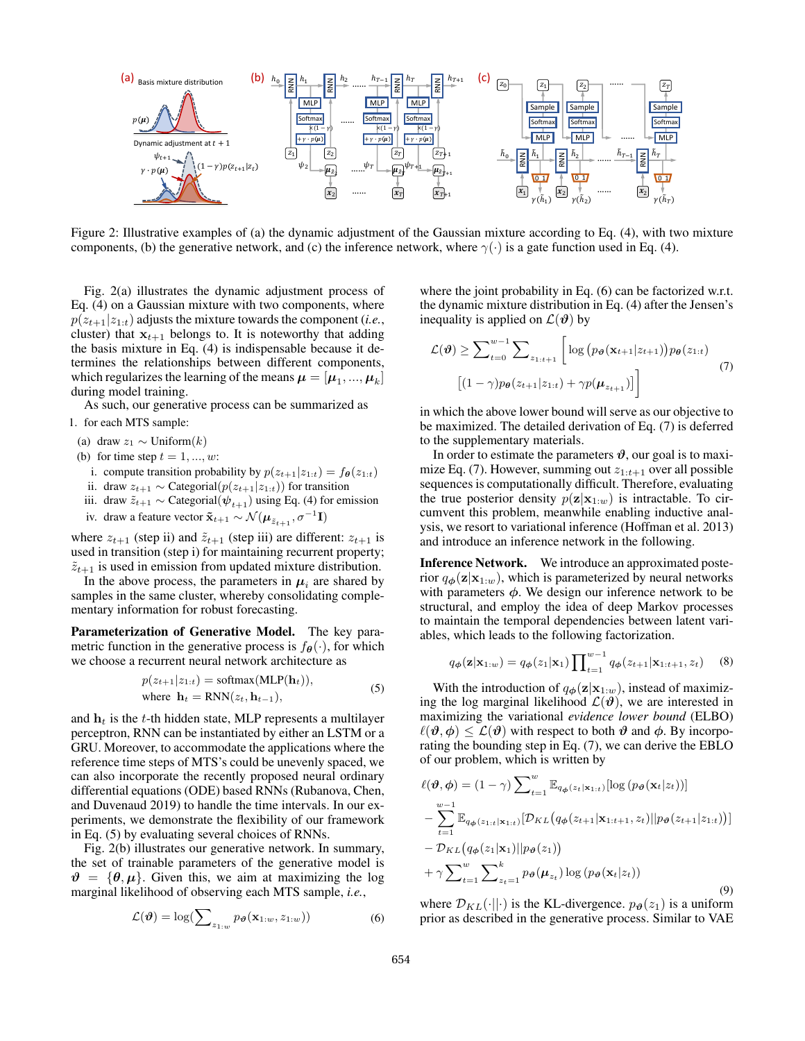Figure 2: Illustrative examples of (a) the dynamic adjustment of the Gaussian mixture according to Eq. (4), with two mixture components, (b) the generative network, and (c) the inference network, where $\gamma(\cdot)$ is a gate function used in Eq. (4).

Fig. 2(a) illustrates the dynamic adjustment process of Eq. (4) on a Gaussian mixture with two components, where $p(z_{t+1}|z_{1:t})$ adjusts the mixture towards the component (*i.e.*, cluster) that $\mathbf{x}_{t+1}$ belongs to. It is noteworthy that adding the basis mixture in Eq. (4) is indispensable because it determines the relationships between different components, which regularizes the learning of the means $\boldsymbol{\mu} = [\boldsymbol{\mu}_1, ..., \boldsymbol{\mu}_k]$ during model training.

As such, our generative process can be summarized as

1. for each MTS sample:
   (a) draw $z_1 \sim \text{Uniform}(k)$
   (b) for time step $t = 1, ..., w$:
      i. compute transition probability by $p(z_{t+1}|z_{1:t}) = f_{\boldsymbol{\theta}}(z_{1:t})$
      ii. draw $z_{t+1} \sim \text{Categorical}(p(z_{t+1}|z_{1:t}))$ for transition
      iii. draw $\tilde{z}_{t+1} \sim \text{Categorical}(\boldsymbol{\psi}_{t+1})$ using Eq. (4) for emission
      iv. draw a feature vector $\tilde{\mathbf{x}}_{t+1} \sim \mathcal{N}(\boldsymbol{\mu}_{\tilde{z}_{t+1}}, \sigma^{-1}\mathbf{I})$

where $z_{t+1}$ (step ii) and $\tilde{z}_{t+1}$ (step iii) are different: $z_{t+1}$ is used in transition (step i) for maintaining recurrent property; $\tilde{z}_{t+1}$ is used in emission from updated mixture distribution.

In the above process, the parameters in $\boldsymbol{\mu}_i$ are shared by samples in the same cluster, whereby consolidating complementary information for robust forecasting.

**Parameterization of Generative Model.** The key parametric function in the generative process is $f_{\boldsymbol{\theta}}(\cdot)$, for which we choose a recurrent neural network architecture as

$$p(z_{t+1}|z_{1:t}) = \text{softmax}(\text{MLP}(\mathbf{h}_t)), \quad \text{where } \mathbf{h}_t = \text{RNN}(z_t, \mathbf{h}_{t-1}), \tag{5}$$

and $\mathbf{h}_t$ is the $t$-th hidden state, MLP represents a multilayer perceptron, RNN can be instantiated by either an LSTM or a GRU. Moreover, to accommodate the applications where the reference time steps of MTS's could be unevenly spaced, we can also incorporate the recently proposed neural ordinary differential equations (ODE) based RNNs (Rubanova, Chen, and Duvenaud 2019) to handle the time intervals. In our experiments, we demonstrate the flexibility of our framework in Eq. (5) by evaluating several choices of RNNs.

Fig. 2(b) illustrates our generative network. In summary, the set of trainable parameters of the generative model is $\boldsymbol{\vartheta} = \{\boldsymbol{\theta}, \boldsymbol{\mu}\}$. Given this, we aim at maximizing the log marginal likelihood of observing each MTS sample, *i.e.*,

$$\mathcal{L}(\boldsymbol{\vartheta}) = \log\left(\sum\nolimits_{z_{1:w}} p_{\boldsymbol{\vartheta}}(\mathbf{x}_{1:w}, z_{1:w})\right) \tag{6}$$

where the joint probability in Eq. (6) can be factorized w.r.t. the dynamic mixture distribution in Eq. (4) after the Jensen's inequality is applied on $\mathcal{L}(\boldsymbol{\vartheta})$ by

$$\mathcal{L}(\boldsymbol{\vartheta}) \geq \sum\nolimits_{t=0}^{w-1} \sum\nolimits_{z_{1:t+1}} \Big[ \log\left(p_{\boldsymbol{\vartheta}}(\mathbf{x}_{t+1}|z_{t+1})\right) p_{\boldsymbol{\theta}}(z_{1:t}) \big[(1-\gamma)p_{\boldsymbol{\theta}}(z_{t+1}|z_{1:t}) + \gamma p(\boldsymbol{\mu}_{z_{t+1}})\big]\Big] \tag{7}$$

in which the above lower bound will serve as our objective to be maximized. The detailed derivation of Eq. (7) is deferred to the supplementary materials.

In order to estimate the parameters $\boldsymbol{\vartheta}$, our goal is to maximize Eq. (7). However, summing out $z_{1:t+1}$ over all possible sequences is computationally difficult. Therefore, evaluating the true posterior density $p(\mathbf{z}|\mathbf{x}_{1:w})$ is intractable. To circumvent this problem, meanwhile enabling inductive analysis, we resort to variational inference (Hoffman et al. 2013) and introduce an inference network in the following.

**Inference Network.** We introduce an approximated posterior $q_{\boldsymbol{\phi}}(\mathbf{z}|\mathbf{x}_{1:w})$, which is parameterized by neural networks with parameters $\boldsymbol{\phi}$. We design our inference network to be structural, and employ the idea of deep Markov processes to maintain the temporal dependencies between latent variables, which leads to the following factorization.

$$q_{\boldsymbol{\phi}}(\mathbf{z}|\mathbf{x}_{1:w}) = q_{\boldsymbol{\phi}}(z_1|\mathbf{x}_1) \prod\nolimits_{t=1}^{w-1} q_{\boldsymbol{\phi}}(z_{t+1}|\mathbf{x}_{1:t+1}, z_t) \tag{8}$$

With the introduction of $q_{\boldsymbol{\phi}}(\mathbf{z}|\mathbf{x}_{1:w})$, instead of maximizing the log marginal likelihood $\mathcal{L}(\boldsymbol{\vartheta})$, we are interested in maximizing the variational *evidence lower bound* (ELBO) $\ell(\boldsymbol{\vartheta}, \boldsymbol{\phi}) \leq \mathcal{L}(\boldsymbol{\vartheta})$ with respect to both $\boldsymbol{\vartheta}$ and $\boldsymbol{\phi}$. By incorporating the bounding step in Eq. (7), we can derive the EBLO of our problem, which is written by

$$\begin{aligned}
\ell(\boldsymbol{\vartheta}, \boldsymbol{\phi}) &= (1-\gamma)\sum\nolimits_{t=1}^{w} \mathbb{E}_{q_{\boldsymbol{\phi}}(z_t|\mathbf{x}_{1:t})}[\log\left(p_{\boldsymbol{\vartheta}}(\mathbf{x}_t|z_t)\right)] \\
&- \sum_{t=1}^{w-1} \mathbb{E}_{q_{\boldsymbol{\phi}}(z_{1:t}|\mathbf{x}_{1:t})}[\mathcal{D}_{KL}\big(q_{\boldsymbol{\phi}}(z_{t+1}|\mathbf{x}_{1:t+1}, z_t)||p_{\boldsymbol{\theta}}(z_{t+1}|z_{1:t})\big)] \\
&- \mathcal{D}_{KL}\big(q_{\boldsymbol{\phi}}(z_1|\mathbf{x}_1)||p_{\boldsymbol{\theta}}(z_1)\big) \\
&+ \gamma \sum\nolimits_{t=1}^{w} \sum\nolimits_{z_t=1}^{k} p_{\boldsymbol{\vartheta}}(\boldsymbol{\mu}_{z_t}) \log\left(p_{\boldsymbol{\vartheta}}(\mathbf{x}_t|z_t)\right)
\end{aligned} \tag{9}$$

where $\mathcal{D}_{KL}(\cdot||\cdot)$ is the KL-divergence. $p_{\boldsymbol{\theta}}(z_1)$ is a uniform prior as described in the generative process. Similar to VAE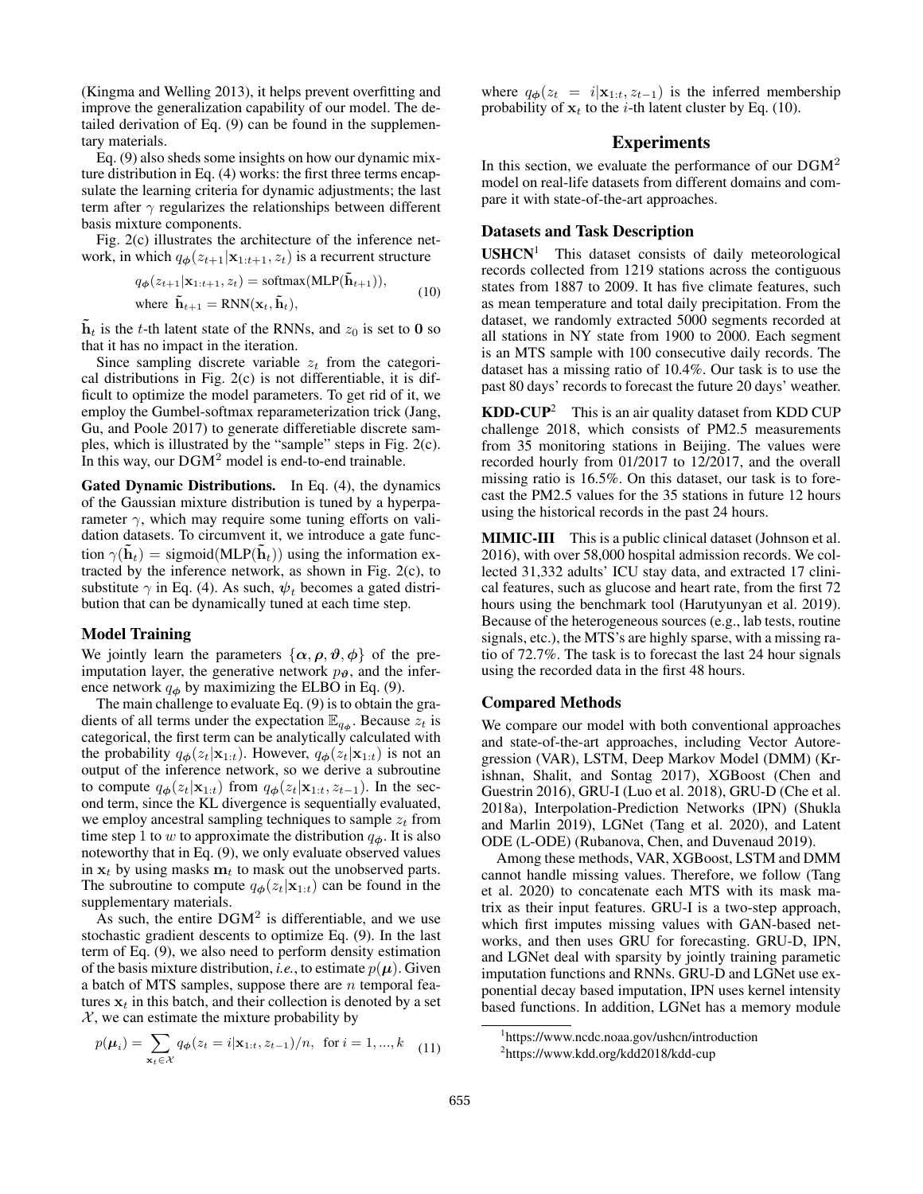(Kingma and Welling 2013), it helps prevent overfitting and improve the generalization capability of our model. The detailed derivation of Eq. (9) can be found in the supplementary materials.

Eq. (9) also sheds some insights on how our dynamic mixture distribution in Eq. (4) works: the first three terms encapsulate the learning criteria for dynamic adjustments; the last term after $\gamma$ regularizes the relationships between different basis mixture components.

Fig. 2(c) illustrates the architecture of the inference network, in which $q_{\phi}(z_{t+1}|\mathbf{x}_{1:t+1}, z_t)$ is a recurrent structure

$$
\begin{aligned}
&q_{\phi}(z_{t+1}|\mathbf{x}_{1:t+1}, z_t) = \text{softmax}(\text{MLP}(\tilde{\mathbf{h}}_{t+1})), \\
&\text{where } \tilde{\mathbf{h}}_{t+1} = \text{RNN}(\mathbf{x}_t, \tilde{\mathbf{h}}_t),
\end{aligned} \tag{10}
$$

$\tilde{\mathbf{h}}_t$ is the $t$-th latent state of the RNNs, and $z_0$ is set to $\mathbf{0}$ so that it has no impact in the iteration.

Since sampling discrete variable $z_t$ from the categorical distributions in Fig. 2(c) is not differentiable, it is difficult to optimize the model parameters. To get rid of it, we employ the Gumbel-softmax reparameterization trick (Jang, Gu, and Poole 2017) to generate differetiable discrete samples, which is illustrated by the "sample" steps in Fig. 2(c). In this way, our $\text{DGM}^2$ model is end-to-end trainable.

**Gated Dynamic Distributions.** In Eq. (4), the dynamics of the Gaussian mixture distribution is tuned by a hyperparameter $\gamma$, which may require some tuning efforts on validation datasets. To circumvent it, we introduce a gate function $\gamma(\tilde{\mathbf{h}}_t) = \text{sigmoid}(\text{MLP}(\tilde{\mathbf{h}}_t))$ using the information extracted by the inference network, as shown in Fig. 2(c), to substitute $\gamma$ in Eq. (4). As such, $\boldsymbol{\psi}_t$ becomes a gated distribution that can be dynamically tuned at each time step.

### Model Training

We jointly learn the parameters $\{\boldsymbol{\alpha}, \boldsymbol{\rho}, \boldsymbol{\vartheta}, \boldsymbol{\phi}\}$ of the pre-imputation layer, the generative network $p_{\boldsymbol{\vartheta}}$, and the inference network $q_{\boldsymbol{\phi}}$ by maximizing the ELBO in Eq. (9).

The main challenge to evaluate Eq. (9) is to obtain the gradients of all terms under the expectation $\mathbb{E}_{q_{\boldsymbol{\phi}}}$. Because $z_t$ is categorical, the first term can be analytically calculated with the probability $q_{\boldsymbol{\phi}}(z_t|\mathbf{x}_{1:t})$. However, $q_{\boldsymbol{\phi}}(z_t|\mathbf{x}_{1:t})$ is not an output of the inference network, so we derive a subroutine to compute $q_{\boldsymbol{\phi}}(z_t|\mathbf{x}_{1:t})$ from $q_{\boldsymbol{\phi}}(z_t|\mathbf{x}_{1:t}, z_{t-1})$. In the second term, since the KL divergence is sequentially evaluated, we employ ancestral sampling techniques to sample $z_t$ from time step 1 to $w$ to approximate the distribution $q_{\boldsymbol{\phi}}$. It is also noteworthy that in Eq. (9), we only evaluate observed values in $\mathbf{x}_t$ by using masks $\mathbf{m}_t$ to mask out the unobserved parts. The subroutine to compute $q_{\boldsymbol{\phi}}(z_t|\mathbf{x}_{1:t})$ can be found in the supplementary materials.

As such, the entire $\text{DGM}^2$ is differentiable, and we use stochastic gradient descents to optimize Eq. (9). In the last term of Eq. (9), we also need to perform density estimation of the basis mixture distribution, *i.e.*, to estimate $p(\boldsymbol{\mu})$. Given a batch of MTS samples, suppose there are $n$ temporal features $\mathbf{x}_t$ in this batch, and their collection is denoted by a set $\mathcal{X}$, we can estimate the mixture probability by

$$
p(\boldsymbol{\mu}_i) = \sum_{\mathbf{x}_t \in \mathcal{X}} q_{\boldsymbol{\phi}}(z_t = i|\mathbf{x}_{1:t}, z_{t-1})/n, \;\; \text{for } i = 1, ..., k \tag{11}
$$

where $q_{\boldsymbol{\phi}}(z_t = i|\mathbf{x}_{1:t}, z_{t-1})$ is the inferred membership probability of $\mathbf{x}_t$ to the $i$-th latent cluster by Eq. (10).

## Experiments

In this section, we evaluate the performance of our $\text{DGM}^2$ model on real-life datasets from different domains and compare it with state-of-the-art approaches.

### Datasets and Task Description

**USHCN**[1] This dataset consists of daily meteorological records collected from 1219 stations across the contiguous states from 1887 to 2009. It has five climate features, such as mean temperature and total daily precipitation. From the dataset, we randomly extracted 5000 segments recorded at all stations in NY state from 1900 to 2000. Each segment is an MTS sample with 100 consecutive daily records. The dataset has a missing ratio of 10.4%. Our task is to use the past 80 days' records to forecast the future 20 days' weather.

**KDD-CUP**[2] This is an air quality dataset from KDD CUP challenge 2018, which consists of PM2.5 measurements from 35 monitoring stations in Beijing. The values were recorded hourly from 01/2017 to 12/2017, and the overall missing ratio is 16.5%. On this dataset, our task is to forecast the PM2.5 values for the 35 stations in future 12 hours using the historical records in the past 24 hours.

**MIMIC-III** This is a public clinical dataset (Johnson et al. 2016), with over 58,000 hospital admission records. We collected 31,332 adults' ICU stay data, and extracted 17 clinical features, such as glucose and heart rate, from the first 72 hours using the benchmark tool (Harutyunyan et al. 2019). Because of the heterogeneous sources (e.g., lab tests, routine signals, etc.), the MTS's are highly sparse, with a missing ratio of 72.7%. The task is to forecast the last 24 hour signals using the recorded data in the first 48 hours.

### Compared Methods

We compare our model with both conventional approaches and state-of-the-art approaches, including Vector Autoregression (VAR), LSTM, Deep Markov Model (DMM) (Krishnan, Shalit, and Sontag 2017), XGBoost (Chen and Guestrin 2016), GRU-I (Luo et al. 2018), GRU-D (Che et al. 2018a), Interpolation-Prediction Networks (IPN) (Shukla and Marlin 2019), LGNet (Tang et al. 2020), and Latent ODE (L-ODE) (Rubanova, Chen, and Duvenaud 2019).

Among these methods, VAR, XGBoost, LSTM and DMM cannot handle missing values. Therefore, we follow (Tang et al. 2020) to concatenate each MTS with its mask matrix as their input features. GRU-I is a two-step approach, which first imputes missing values with GAN-based networks, and then uses GRU for forecasting. GRU-D, IPN, and LGNet deal with sparsity by jointly training parametric imputation functions and RNNs. GRU-D and LGNet use exponential decay based imputation, IPN uses kernel intensity based functions. In addition, LGNet has a memory module

[1] https://www.ncdc.noaa.gov/ushcn/introduction

[2] https://www.kdd.org/kdd2018/kdd-cup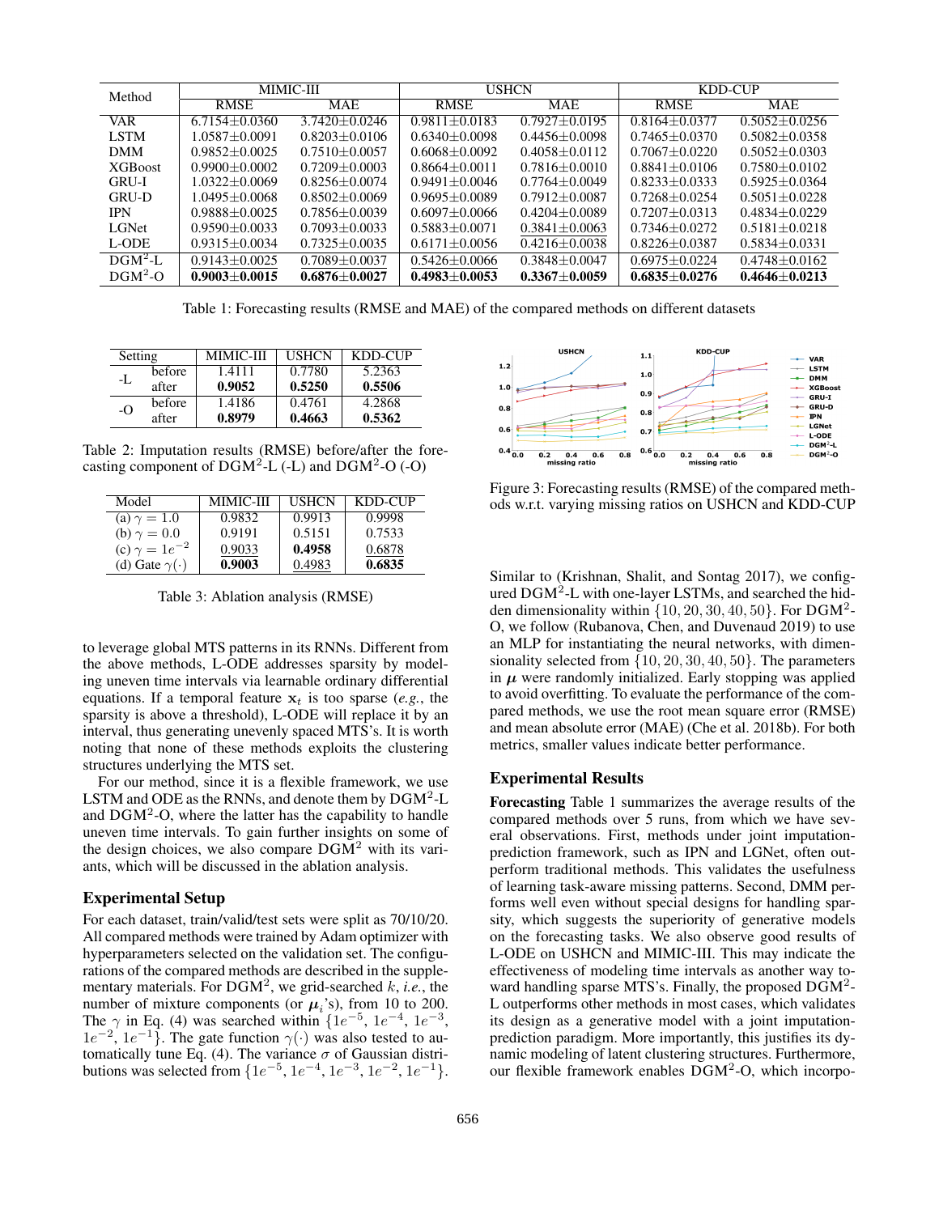| Method | MIMIC-III | | USHCN | | KDD-CUP | |
|---|---|---|---|---|---|---|
| | RMSE | MAE | RMSE | MAE | RMSE | MAE |
| VAR | 6.7154±0.0360 | 3.7420±0.0246 | 0.9811±0.0183 | 0.7927±0.0195 | 0.8164±0.0377 | 0.5052±0.0256 |
| LSTM | 1.0587±0.0091 | 0.8203±0.0106 | 0.6340±0.0098 | 0.4456±0.0098 | 0.7465±0.0370 | 0.5082±0.0358 |
| DMM | 0.9852±0.0025 | 0.7510±0.0057 | 0.6068±0.0092 | 0.4058±0.0112 | 0.7067±0.0220 | 0.5052±0.0303 |
| XGBoost | 0.9900±0.0002 | 0.7209±0.0003 | 0.8664±0.0011 | 0.7816±0.0010 | 0.8841±0.0106 | 0.7580±0.0102 |
| GRU-I | 1.0322±0.0069 | 0.8256±0.0074 | 0.9491±0.0046 | 0.7764±0.0049 | 0.8233±0.0333 | 0.5925±0.0364 |
| GRU-D | 1.0495±0.0068 | 0.8502±0.0069 | 0.9695±0.0089 | 0.7912±0.0087 | 0.7268±0.0254 | 0.5051±0.0228 |
| IPN | 0.9888±0.0025 | 0.7856±0.0039 | 0.6097±0.0066 | 0.4204±0.0089 | 0.7207±0.0313 | 0.4834±0.0229 |
| LGNet | 0.9590±0.0033 | 0.7093±0.0033 | 0.5883±0.0071 | 0.3841±0.0063 | 0.7346±0.0272 | 0.5181±0.0218 |
| L-ODE | 0.9315±0.0034 | 0.7325±0.0035 | 0.6171±0.0056 | 0.4216±0.0038 | 0.8226±0.0387 | 0.5834±0.0331 |
| DGM$^2$-L | 0.9143±0.0025 | 0.7089±0.0037 | 0.5426±0.0066 | 0.3848±0.0047 | 0.6975±0.0224 | 0.4748±0.0162 |
| DGM$^2$-O | **0.9003±0.0015** | **0.6876±0.0027** | **0.4983±0.0053** | **0.3367±0.0059** | **0.6835±0.0276** | **0.4646±0.0213** |

Table 1: Forecasting results (RMSE and MAE) of the compared methods on different datasets

| Setting | | MIMIC-III | USHCN | KDD-CUP |
|---|---|---|---|---|
| -L | before | 1.4111 | 0.7780 | 5.2363 |
| | after | **0.9052** | **0.5250** | **0.5506** |
| -O | before | 1.4186 | 0.4761 | 4.2868 |
| | after | **0.8979** | **0.4663** | **0.5362** |

Table 2: Imputation results (RMSE) before/after the forecasting component of DGM$^2$-L (-L) and DGM$^2$-O (-O)

| Model | MIMIC-III | USHCN | KDD-CUP |
|---|---|---|---|
| (a) $\gamma = 1.0$ | 0.9832 | 0.9913 | 0.9998 |
| (b) $\gamma = 0.0$ | 0.9191 | 0.5151 | 0.7533 |
| (c) $\gamma = 1e^{-2}$ | 0.9033 | **0.4958** | 0.6878 |
| (d) Gate $\gamma(\cdot)$ | **0.9003** | 0.4983 | **0.6835** |

Table 3: Ablation analysis (RMSE)

Figure 3: Forecasting results (RMSE) of the compared methods w.r.t. varying missing ratios on USHCN and KDD-CUP

to leverage global MTS patterns in its RNNs. Different from the above methods, L-ODE addresses sparsity by modeling uneven time intervals via learnable ordinary differential equations. If a temporal feature $\mathbf{x}_t$ is too sparse (*e.g.*, the sparsity is above a threshold), L-ODE will replace it by an interval, thus generating unevenly spaced MTS's. It is worth noting that none of these methods exploits the clustering structures underlying the MTS set.

For our method, since it is a flexible framework, we use LSTM and ODE as the RNNs, and denote them by DGM$^2$-L and DGM$^2$-O, where the latter has the capability to handle uneven time intervals. To gain further insights on some of the design choices, we also compare DGM$^2$ with its variants, which will be discussed in the ablation analysis.

## Experimental Setup

For each dataset, train/valid/test sets were split as 70/10/20. All compared methods were trained by Adam optimizer with hyperparameters selected on the validation set. The configurations of the compared methods are described in the supplementary materials. For DGM$^2$, we grid-searched $k$, *i.e.*, the number of mixture components (or $\boldsymbol{\mu}_i$'s), from 10 to 200. The $\gamma$ in Eq. (4) was searched within $\{1e^{-5}, 1e^{-4}, 1e^{-3}, 1e^{-2}, 1e^{-1}\}$. The gate function $\gamma(\cdot)$ was also tested to automatically tune Eq. (4). The variance $\sigma$ of Gaussian distributions was selected from $\{1e^{-5}, 1e^{-4}, 1e^{-3}, 1e^{-2}, 1e^{-1}\}$. Similar to (Krishnan, Shalit, and Sontag 2017), we configured DGM$^2$-L with one-layer LSTMs, and searched the hidden dimensionality within $\{10, 20, 30, 40, 50\}$. For DGM$^2$-O, we follow (Rubanova, Chen, and Duvenaud 2019) to use an MLP for instantiating the neural networks, with dimensionality selected from $\{10, 20, 30, 40, 50\}$. The parameters in $\boldsymbol{\mu}$ were randomly initialized. Early stopping was applied to avoid overfitting. To evaluate the performance of the compared methods, we use the root mean square error (RMSE) and mean absolute error (MAE) (Che et al. 2018b). For both metrics, smaller values indicate better performance.

## Experimental Results

**Forecasting** Table 1 summarizes the average results of the compared methods over 5 runs, from which we have several observations. First, methods under joint imputation-prediction framework, such as IPN and LGNet, often outperform traditional methods. This validates the usefulness of learning task-aware missing patterns. Second, DMM performs well even without special designs for handling sparsity, which suggests the superiority of generative models on the forecasting tasks. We also observe good results of L-ODE on USHCN and MIMIC-III. This may indicate the effectiveness of modeling time intervals as another way toward handling sparse MTS's. Finally, the proposed DGM$^2$-L outperforms other methods in most cases, which validates its design as a generative model with a joint imputation-prediction paradigm. More importantly, this justifies its dynamic modeling of latent clustering structures. Furthermore, our flexible framework enables DGM$^2$-O, which incorpo-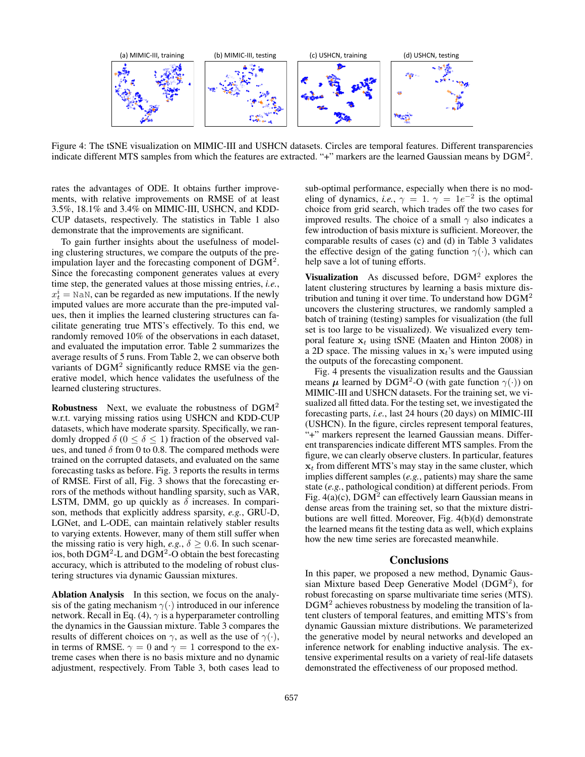Figure 4: The tSNE visualization on MIMIC-III and USHCN datasets. Circles are temporal features. Different transparencies indicate different MTS samples from which the features are extracted. "+" markers are the learned Gaussian means by DGM$^2$.

rates the advantages of ODE. It obtains further improvements, with relative improvements on RMSE of at least 3.5%, 18.1% and 3.4% on MIMIC-III, USHCN, and KDD-CUP datasets, respectively. The statistics in Table 1 also demonstrate that the improvements are significant.

To gain further insights about the usefulness of modeling clustering structures, we compare the outputs of the pre-impulation layer and the forecasting component of DGM$^2$. Since the forecasting component generates values at every time step, the generated values at those missing entries, *i.e.*, $x_t^i = \texttt{NaN}$, can be regarded as new imputations. If the newly imputed values are more accurate than the pre-imputed values, then it implies the learned clustering structures can facilitate generating true MTS's effectively. To this end, we randomly removed 10% of the observations in each dataset, and evaluated the imputation error. Table 2 summarizes the average results of 5 runs. From Table 2, we can observe both variants of DGM$^2$ significantly reduce RMSE via the generative model, which hence validates the usefulness of the learned clustering structures.

**Robustness** Next, we evaluate the robustness of DGM$^2$ w.r.t. varying missing ratios using USHCN and KDD-CUP datasets, which have moderate sparsity. Specifically, we randomly dropped $\delta$ ($0 \leq \delta \leq 1$) fraction of the observed values, and tuned $\delta$ from 0 to 0.8. The compared methods were trained on the corrupted datasets, and evaluated on the same forecasting tasks as before. Fig. 3 reports the results in terms of RMSE. First of all, Fig. 3 shows that the forecasting errors of the methods without handling sparsity, such as VAR, LSTM, DMM, go up quickly as $\delta$ increases. In comparison, methods that explicitly address sparsity, *e.g.*, GRU-D, LGNet, and L-ODE, can maintain relatively stabler results to varying extents. However, many of them still suffer when the missing ratio is very high, *e.g.*, $\delta \geq 0.6$. In such scenarios, both DGM$^2$-L and DGM$^2$-O obtain the best forecasting accuracy, which is attributed to the modeling of robust clustering structures via dynamic Gaussian mixtures.

**Ablation Analysis** In this section, we focus on the analysis of the gating mechanism $\gamma(\cdot)$ introduced in our inference network. Recall in Eq. (4), $\gamma$ is a hyperparameter controlling the dynamics in the Gaussian mixture. Table 3 compares the results of different choices on $\gamma$, as well as the use of $\gamma(\cdot)$, in terms of RMSE. $\gamma = 0$ and $\gamma = 1$ correspond to the extreme cases when there is no basis mixture and no dynamic adjustment, respectively. From Table 3, both cases lead to sub-optimal performance, especially when there is no modeling of dynamics, *i.e.*, $\gamma = 1$. $\gamma = 1e^{-2}$ is the optimal choice from grid search, which trades off the two cases for improved results. The choice of a small $\gamma$ also indicates a few introduction of basis mixture is sufficient. Moreover, the comparable results of cases (c) and (d) in Table 3 validates the effective design of the gating function $\gamma(\cdot)$, which can help save a lot of tuning efforts.

**Visualization** As discussed before, DGM$^2$ explores the latent clustering structures by learning a basis mixture distribution and tuning it over time. To understand how DGM$^2$ uncovers the clustering structures, we randomly sampled a batch of training (testing) samples for visualization (the full set is too large to be visualized). We visualized every temporal feature $\mathbf{x}_t$ using tSNE (Maaten and Hinton 2008) in a 2D space. The missing values in $\mathbf{x}_t$'s were imputed using the outputs of the forecasting component.

Fig. 4 presents the visualization results and the Gaussian means $\boldsymbol{\mu}$ learned by DGM$^2$-O (with gate function $\gamma(\cdot)$) on MIMIC-III and USHCN datasets. For the training set, we visualized all fitted data. For the testing set, we investigated the forecasting parts, *i.e.*, last 24 hours (20 days) on MIMIC-III (USHCN). In the figure, circles represent temporal features, "+" markers represent the learned Gaussian means. Different transparencies indicate different MTS samples. From the figure, we can clearly observe clusters. In particular, features $\mathbf{x}_t$ from different MTS's may stay in the same cluster, which implies different samples (*e.g.*, patients) may share the same state (*e.g.*, pathological condition) at different periods. From Fig. 4(a)(c), DGM$^2$ can effectively learn Gaussian means in dense areas from the training set, so that the mixture distributions are well fitted. Moreover, Fig. 4(b)(d) demonstrate the learned means fit the testing data as well, which explains how the new time series are forecasted meanwhile.

## Conclusions

In this paper, we proposed a new method, Dynamic Gaussian Mixture based Deep Generative Model (DGM$^2$), for robust forecasting on sparse multivariate time series (MTS). DGM$^2$ achieves robustness by modeling the transition of latent clusters of temporal features, and emitting MTS's from dynamic Gaussian mixture distributions. We parameterized the generative model by neural networks and developed an inference network for enabling inductive analysis. The extensive experimental results on a variety of real-life datasets demonstrated the effectiveness of our proposed method.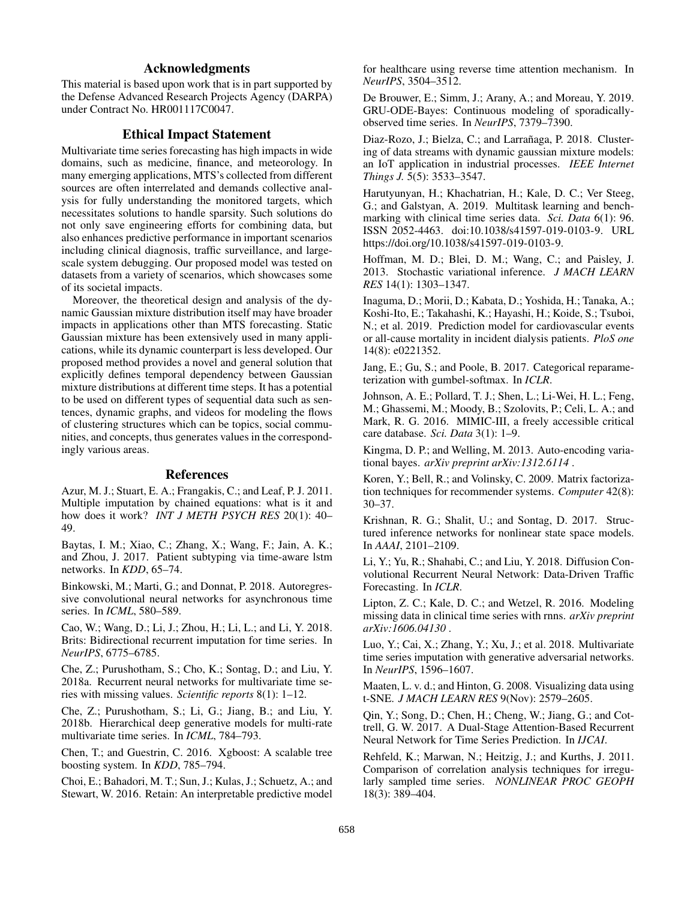## Acknowledgments

This material is based upon work that is in part supported by the Defense Advanced Research Projects Agency (DARPA) under Contract No. HR001117C0047.

## Ethical Impact Statement

Multivariate time series forecasting has high impacts in wide domains, such as medicine, finance, and meteorology. In many emerging applications, MTS's collected from different sources are often interrelated and demands collective analysis for fully understanding the monitored targets, which necessitates solutions to handle sparsity. Such solutions do not only save engineering efforts for combining data, but also enhances predictive performance in important scenarios including clinical diagnosis, traffic surveillance, and large-scale system debugging. Our proposed model was tested on datasets from a variety of scenarios, which showcases some of its societal impacts.

Moreover, the theoretical design and analysis of the dynamic Gaussian mixture distribution itself may have broader impacts in applications other than MTS forecasting. Static Gaussian mixture has been extensively used in many applications, while its dynamic counterpart is less developed. Our proposed method provides a novel and general solution that explicitly defines temporal dependency between Gaussian mixture distributions at different time steps. It has a potential to be used on different types of sequential data such as sentences, dynamic graphs, and videos for modeling the flows of clustering structures which can be topics, social communities, and concepts, thus generates values in the correspondingly various areas.

## References

Azur, M. J.; Stuart, E. A.; Frangakis, C.; and Leaf, P. J. 2011. Multiple imputation by chained equations: what is it and how does it work? *INT J METH PSYCH RES* 20(1): 40–49.

Baytas, I. M.; Xiao, C.; Zhang, X.; Wang, F.; Jain, A. K.; and Zhou, J. 2017. Patient subtyping via time-aware lstm networks. In *KDD*, 65–74.

Binkowski, M.; Marti, G.; and Donnat, P. 2018. Autoregressive convolutional neural networks for asynchronous time series. In *ICML*, 580–589.

Cao, W.; Wang, D.; Li, J.; Zhou, H.; Li, L.; and Li, Y. 2018. Brits: Bidirectional recurrent imputation for time series. In *NeurIPS*, 6775–6785.

Che, Z.; Purushotham, S.; Cho, K.; Sontag, D.; and Liu, Y. 2018a. Recurrent neural networks for multivariate time series with missing values. *Scientific reports* 8(1): 1–12.

Che, Z.; Purushotham, S.; Li, G.; Jiang, B.; and Liu, Y. 2018b. Hierarchical deep generative models for multi-rate multivariate time series. In *ICML*, 784–793.

Chen, T.; and Guestrin, C. 2016. Xgboost: A scalable tree boosting system. In *KDD*, 785–794.

Choi, E.; Bahadori, M. T.; Sun, J.; Kulas, J.; Schuetz, A.; and Stewart, W. 2016. Retain: An interpretable predictive model for healthcare using reverse time attention mechanism. In *NeurIPS*, 3504–3512.

De Brouwer, E.; Simm, J.; Arany, A.; and Moreau, Y. 2019. GRU-ODE-Bayes: Continuous modeling of sporadically-observed time series. In *NeurIPS*, 7379–7390.

Diaz-Rozo, J.; Bielza, C.; and Larrañaga, P. 2018. Clustering of data streams with dynamic gaussian mixture models: an IoT application in industrial processes. *IEEE Internet Things J.* 5(5): 3533–3547.

Harutyunyan, H.; Khachatrian, H.; Kale, D. C.; Ver Steeg, G.; and Galstyan, A. 2019. Multitask learning and benchmarking with clinical time series data. *Sci. Data* 6(1): 96. ISSN 2052-4463. doi:10.1038/s41597-019-0103-9. URL https://doi.org/10.1038/s41597-019-0103-9.

Hoffman, M. D.; Blei, D. M.; Wang, C.; and Paisley, J. 2013. Stochastic variational inference. *J MACH LEARN RES* 14(1): 1303–1347.

Inaguma, D.; Morii, D.; Kabata, D.; Yoshida, H.; Tanaka, A.; Koshi-Ito, E.; Takahashi, K.; Hayashi, H.; Koide, S.; Tsuboi, N.; et al. 2019. Prediction model for cardiovascular events or all-cause mortality in incident dialysis patients. *PloS one* 14(8): e0221352.

Jang, E.; Gu, S.; and Poole, B. 2017. Categorical reparameterization with gumbel-softmax. In *ICLR*.

Johnson, A. E.; Pollard, T. J.; Shen, L.; Li-Wei, H. L.; Feng, M.; Ghassemi, M.; Moody, B.; Szolovits, P.; Celi, L. A.; and Mark, R. G. 2016. MIMIC-III, a freely accessible critical care database. *Sci. Data* 3(1): 1–9.

Kingma, D. P.; and Welling, M. 2013. Auto-encoding variational bayes. *arXiv preprint arXiv:1312.6114* .

Koren, Y.; Bell, R.; and Volinsky, C. 2009. Matrix factorization techniques for recommender systems. *Computer* 42(8): 30–37.

Krishnan, R. G.; Shalit, U.; and Sontag, D. 2017. Structured inference networks for nonlinear state space models. In *AAAI*, 2101–2109.

Li, Y.; Yu, R.; Shahabi, C.; and Liu, Y. 2018. Diffusion Convolutional Recurrent Neural Network: Data-Driven Traffic Forecasting. In *ICLR*.

Lipton, Z. C.; Kale, D. C.; and Wetzel, R. 2016. Modeling missing data in clinical time series with rnns. *arXiv preprint arXiv:1606.04130* .

Luo, Y.; Cai, X.; Zhang, Y.; Xu, J.; et al. 2018. Multivariate time series imputation with generative adversarial networks. In *NeurIPS*, 1596–1607.

Maaten, L. v. d.; and Hinton, G. 2008. Visualizing data using t-SNE. *J MACH LEARN RES* 9(Nov): 2579–2605.

Qin, Y.; Song, D.; Chen, H.; Cheng, W.; Jiang, G.; and Cottrell, G. W. 2017. A Dual-Stage Attention-Based Recurrent Neural Network for Time Series Prediction. In *IJCAI*.

Rehfeld, K.; Marwan, N.; Heitzig, J.; and Kurths, J. 2011. Comparison of correlation analysis techniques for irregularly sampled time series. *NONLINEAR PROC GEOPH* 18(3): 389–404.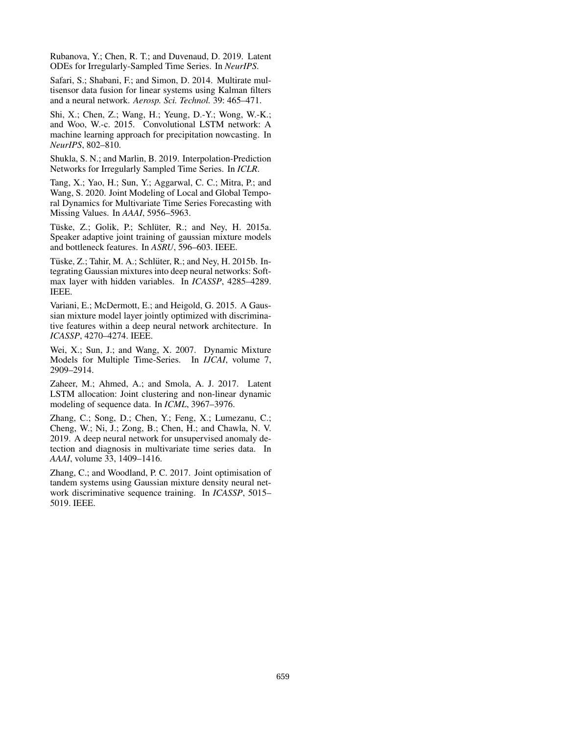Rubanova, Y.; Chen, R. T.; and Duvenaud, D. 2019. Latent ODEs for Irregularly-Sampled Time Series. In *NeurIPS*.

Safari, S.; Shabani, F.; and Simon, D. 2014. Multirate multisensor data fusion for linear systems using Kalman filters and a neural network. *Aerosp. Sci. Technol.* 39: 465–471.

Shi, X.; Chen, Z.; Wang, H.; Yeung, D.-Y.; Wong, W.-K.; and Woo, W.-c. 2015. Convolutional LSTM network: A machine learning approach for precipitation nowcasting. In *NeurIPS*, 802–810.

Shukla, S. N.; and Marlin, B. 2019. Interpolation-Prediction Networks for Irregularly Sampled Time Series. In *ICLR*.

Tang, X.; Yao, H.; Sun, Y.; Aggarwal, C. C.; Mitra, P.; and Wang, S. 2020. Joint Modeling of Local and Global Temporal Dynamics for Multivariate Time Series Forecasting with Missing Values. In *AAAI*, 5956–5963.

Tüske, Z.; Golik, P.; Schlüter, R.; and Ney, H. 2015a. Speaker adaptive joint training of gaussian mixture models and bottleneck features. In *ASRU*, 596–603. IEEE.

Tüske, Z.; Tahir, M. A.; Schlüter, R.; and Ney, H. 2015b. Integrating Gaussian mixtures into deep neural networks: Softmax layer with hidden variables. In *ICASSP*, 4285–4289. IEEE.

Variani, E.; McDermott, E.; and Heigold, G. 2015. A Gaussian mixture model layer jointly optimized with discriminative features within a deep neural network architecture. In *ICASSP*, 4270–4274. IEEE.

Wei, X.; Sun, J.; and Wang, X. 2007. Dynamic Mixture Models for Multiple Time-Series. In *IJCAI*, volume 7, 2909–2914.

Zaheer, M.; Ahmed, A.; and Smola, A. J. 2017. Latent LSTM allocation: Joint clustering and non-linear dynamic modeling of sequence data. In *ICML*, 3967–3976.

Zhang, C.; Song, D.; Chen, Y.; Feng, X.; Lumezanu, C.; Cheng, W.; Ni, J.; Zong, B.; Chen, H.; and Chawla, N. V. 2019. A deep neural network for unsupervised anomaly detection and diagnosis in multivariate time series data. In *AAAI*, volume 33, 1409–1416.

Zhang, C.; and Woodland, P. C. 2017. Joint optimisation of tandem systems using Gaussian mixture density neural network discriminative sequence training. In *ICASSP*, 5015–5019. IEEE.